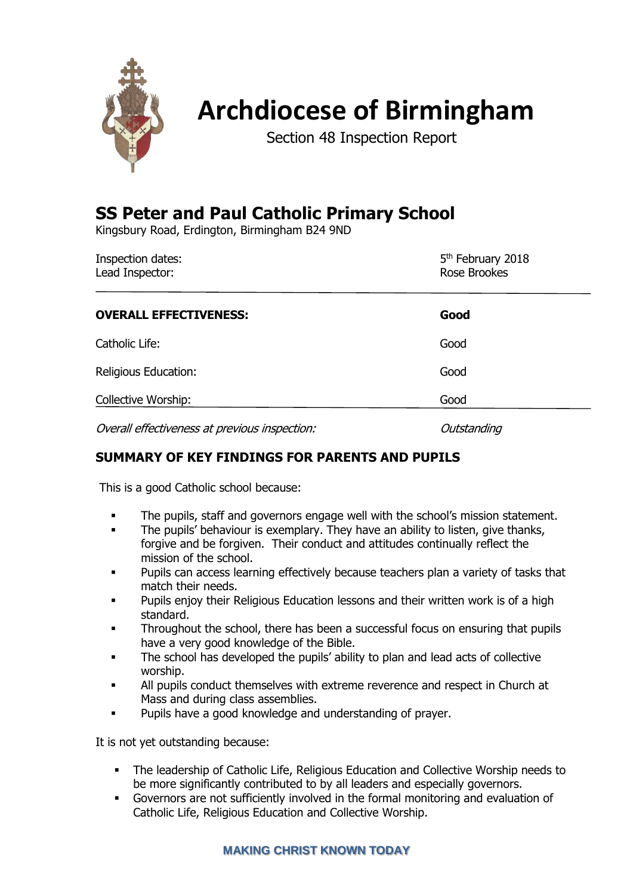# Archdiocese of Birmingham

Section 48 Inspection Report

## SS Peter and Paul Catholic Primary School

Kingsbury Road, Erdington, Birmingham B24 9ND

| | |
|---|---|
| Inspection dates: | 5th February 2018 |
| Lead Inspector: | Rose Brookes |

| | |
|---|---|
| **OVERALL EFFECTIVENESS:** | **Good** |
| Catholic Life: | Good |
| Religious Education: | Good |
| Collective Worship: | Good |
| *Overall effectiveness at previous inspection:* | *Outstanding* |

## SUMMARY OF KEY FINDINGS FOR PARENTS AND PUPILS

This is a good Catholic school because:

- The pupils, staff and governors engage well with the school's mission statement.
- The pupils' behaviour is exemplary. They have an ability to listen, give thanks, forgive and be forgiven. Their conduct and attitudes continually reflect the mission of the school.
- Pupils can access learning effectively because teachers plan a variety of tasks that match their needs.
- Pupils enjoy their Religious Education lessons and their written work is of a high standard.
- Throughout the school, there has been a successful focus on ensuring that pupils have a very good knowledge of the Bible.
- The school has developed the pupils' ability to plan and lead acts of collective worship.
- All pupils conduct themselves with extreme reverence and respect in Church at Mass and during class assemblies.
- Pupils have a good knowledge and understanding of prayer.

It is not yet outstanding because:

- The leadership of Catholic Life, Religious Education and Collective Worship needs to be more significantly contributed to by all leaders and especially governors.
- Governors are not sufficiently involved in the formal monitoring and evaluation of Catholic Life, Religious Education and Collective Worship.

MAKING CHRIST KNOWN TODAY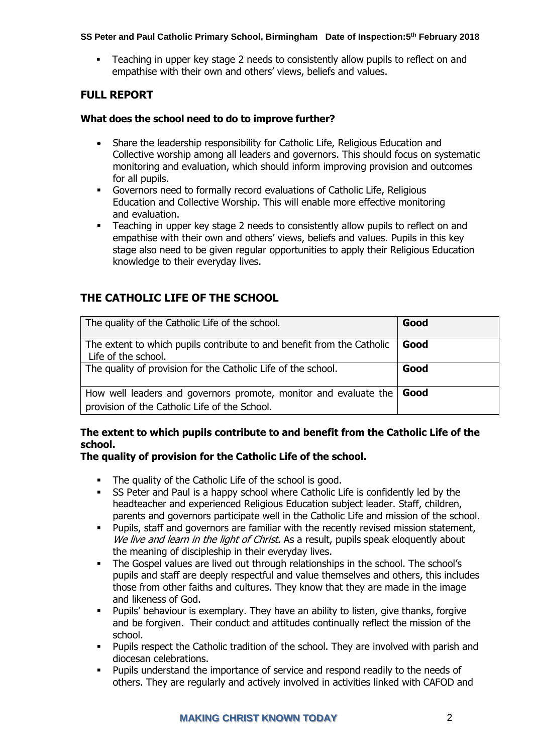- Teaching in upper key stage 2 needs to consistently allow pupils to reflect on and empathise with their own and others' views, beliefs and values.

## FULL REPORT

**What does the school need to do to improve further?**

- Share the leadership responsibility for Catholic Life, Religious Education and Collective worship among all leaders and governors. This should focus on systematic monitoring and evaluation, which should inform improving provision and outcomes for all pupils.
- Governors need to formally record evaluations of Catholic Life, Religious Education and Collective Worship. This will enable more effective monitoring and evaluation.
- Teaching in upper key stage 2 needs to consistently allow pupils to reflect on and empathise with their own and others' views, beliefs and values. Pupils in this key stage also need to be given regular opportunities to apply their Religious Education knowledge to their everyday lives.

## THE CATHOLIC LIFE OF THE SCHOOL

| The quality of the Catholic Life of the school. | **Good** |
|---|---|
| The extent to which pupils contribute to and benefit from the Catholic Life of the school. | **Good** |
| The quality of provision for the Catholic Life of the school. | **Good** |
| How well leaders and governors promote, monitor and evaluate the provision of the Catholic Life of the School. | **Good** |

**The extent to which pupils contribute to and benefit from the Catholic Life of the school.**
**The quality of provision for the Catholic Life of the school.**

- The quality of the Catholic Life of the school is good.
- SS Peter and Paul is a happy school where Catholic Life is confidently led by the headteacher and experienced Religious Education subject leader. Staff, children, parents and governors participate well in the Catholic Life and mission of the school.
- Pupils, staff and governors are familiar with the recently revised mission statement, *We live and learn in the light of Christ.* As a result, pupils speak eloquently about the meaning of discipleship in their everyday lives.
- The Gospel values are lived out through relationships in the school. The school's pupils and staff are deeply respectful and value themselves and others, this includes those from other faiths and cultures. They know that they are made in the image and likeness of God.
- Pupils' behaviour is exemplary. They have an ability to listen, give thanks, forgive and be forgiven. Their conduct and attitudes continually reflect the mission of the school.
- Pupils respect the Catholic tradition of the school. They are involved with parish and diocesan celebrations.
- Pupils understand the importance of service and respond readily to the needs of others. They are regularly and actively involved in activities linked with CAFOD and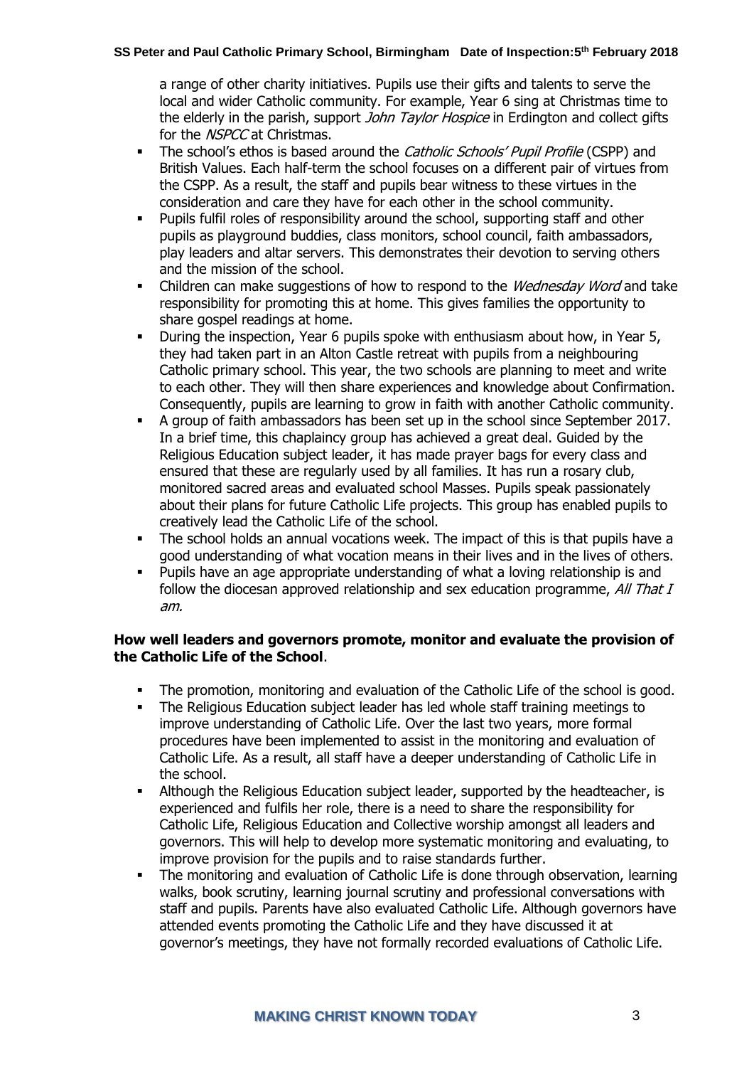a range of other charity initiatives. Pupils use their gifts and talents to serve the local and wider Catholic community. For example, Year 6 sing at Christmas time to the elderly in the parish, support *John Taylor Hospice* in Erdington and collect gifts for the *NSPCC* at Christmas.

- The school's ethos is based around the *Catholic Schools' Pupil Profile* (CSPP) and British Values. Each half-term the school focuses on a different pair of virtues from the CSPP. As a result, the staff and pupils bear witness to these virtues in the consideration and care they have for each other in the school community.
- Pupils fulfil roles of responsibility around the school, supporting staff and other pupils as playground buddies, class monitors, school council, faith ambassadors, play leaders and altar servers. This demonstrates their devotion to serving others and the mission of the school.
- Children can make suggestions of how to respond to the *Wednesday Word* and take responsibility for promoting this at home. This gives families the opportunity to share gospel readings at home.
- During the inspection, Year 6 pupils spoke with enthusiasm about how, in Year 5, they had taken part in an Alton Castle retreat with pupils from a neighbouring Catholic primary school. This year, the two schools are planning to meet and write to each other. They will then share experiences and knowledge about Confirmation. Consequently, pupils are learning to grow in faith with another Catholic community.
- A group of faith ambassadors has been set up in the school since September 2017. In a brief time, this chaplaincy group has achieved a great deal. Guided by the Religious Education subject leader, it has made prayer bags for every class and ensured that these are regularly used by all families. It has run a rosary club, monitored sacred areas and evaluated school Masses. Pupils speak passionately about their plans for future Catholic Life projects. This group has enabled pupils to creatively lead the Catholic Life of the school.
- The school holds an annual vocations week. The impact of this is that pupils have a good understanding of what vocation means in their lives and in the lives of others.
- Pupils have an age appropriate understanding of what a loving relationship is and follow the diocesan approved relationship and sex education programme, *All That I am.*

**How well leaders and governors promote, monitor and evaluate the provision of the Catholic Life of the School**.

- The promotion, monitoring and evaluation of the Catholic Life of the school is good.
- The Religious Education subject leader has led whole staff training meetings to improve understanding of Catholic Life. Over the last two years, more formal procedures have been implemented to assist in the monitoring and evaluation of Catholic Life. As a result, all staff have a deeper understanding of Catholic Life in the school.
- Although the Religious Education subject leader, supported by the headteacher, is experienced and fulfils her role, there is a need to share the responsibility for Catholic Life, Religious Education and Collective worship amongst all leaders and governors. This will help to develop more systematic monitoring and evaluating, to improve provision for the pupils and to raise standards further.
- The monitoring and evaluation of Catholic Life is done through observation, learning walks, book scrutiny, learning journal scrutiny and professional conversations with staff and pupils. Parents have also evaluated Catholic Life. Although governors have attended events promoting the Catholic Life and they have discussed it at governor's meetings, they have not formally recorded evaluations of Catholic Life.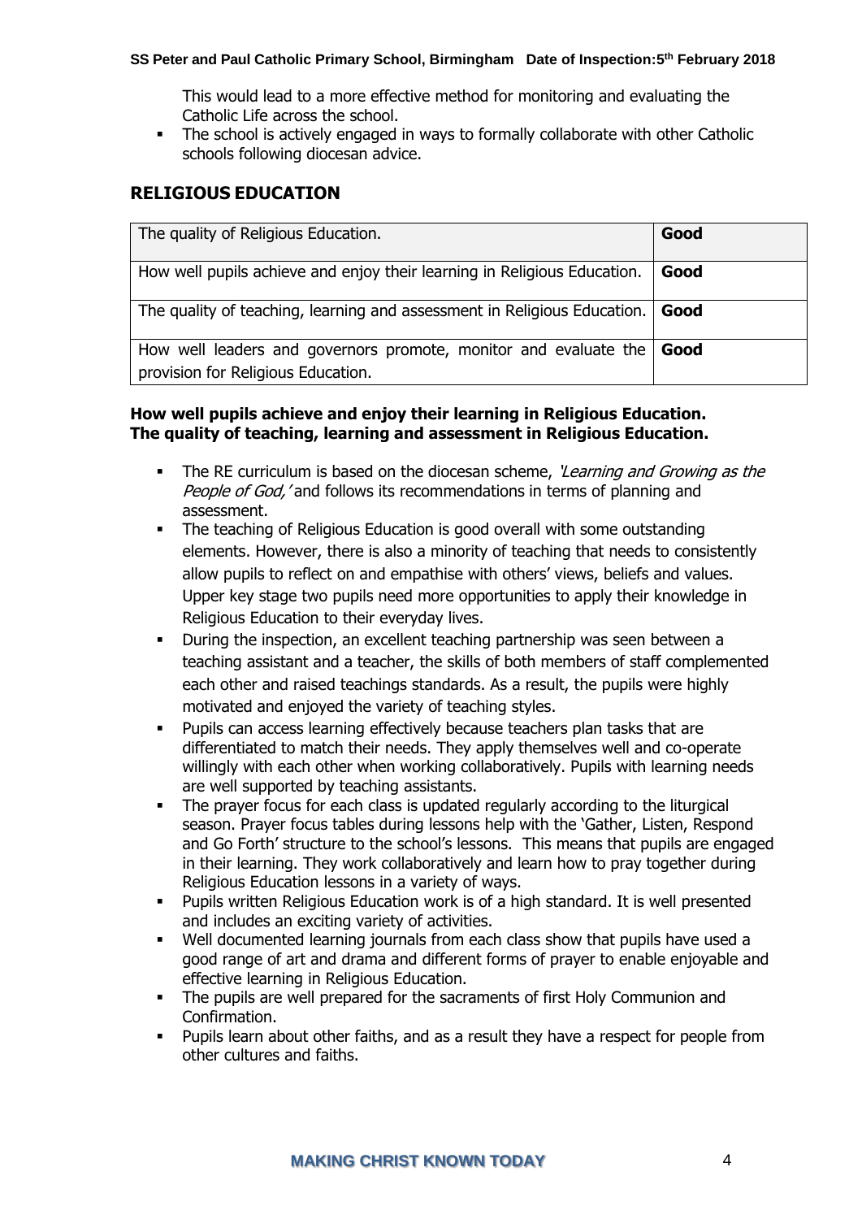This would lead to a more effective method for monitoring and evaluating the Catholic Life across the school.

- The school is actively engaged in ways to formally collaborate with other Catholic schools following diocesan advice.

## RELIGIOUS EDUCATION

| The quality of Religious Education. | **Good** |
|---|---|
| How well pupils achieve and enjoy their learning in Religious Education. | **Good** |
| The quality of teaching, learning and assessment in Religious Education. | **Good** |
| How well leaders and governors promote, monitor and evaluate the provision for Religious Education. | **Good** |

**How well pupils achieve and enjoy their learning in Religious Education.**
**The quality of teaching, learning and assessment in Religious Education.**

- The RE curriculum is based on the diocesan scheme, *'Learning and Growing as the People of God,'* and follows its recommendations in terms of planning and assessment.
- The teaching of Religious Education is good overall with some outstanding elements. However, there is also a minority of teaching that needs to consistently allow pupils to reflect on and empathise with others' views, beliefs and values. Upper key stage two pupils need more opportunities to apply their knowledge in Religious Education to their everyday lives.
- During the inspection, an excellent teaching partnership was seen between a teaching assistant and a teacher, the skills of both members of staff complemented each other and raised teachings standards. As a result, the pupils were highly motivated and enjoyed the variety of teaching styles.
- Pupils can access learning effectively because teachers plan tasks that are differentiated to match their needs. They apply themselves well and co-operate willingly with each other when working collaboratively. Pupils with learning needs are well supported by teaching assistants.
- The prayer focus for each class is updated regularly according to the liturgical season. Prayer focus tables during lessons help with the 'Gather, Listen, Respond and Go Forth' structure to the school's lessons. This means that pupils are engaged in their learning. They work collaboratively and learn how to pray together during Religious Education lessons in a variety of ways.
- Pupils written Religious Education work is of a high standard. It is well presented and includes an exciting variety of activities.
- Well documented learning journals from each class show that pupils have used a good range of art and drama and different forms of prayer to enable enjoyable and effective learning in Religious Education.
- The pupils are well prepared for the sacraments of first Holy Communion and Confirmation.
- Pupils learn about other faiths, and as a result they have a respect for people from other cultures and faiths.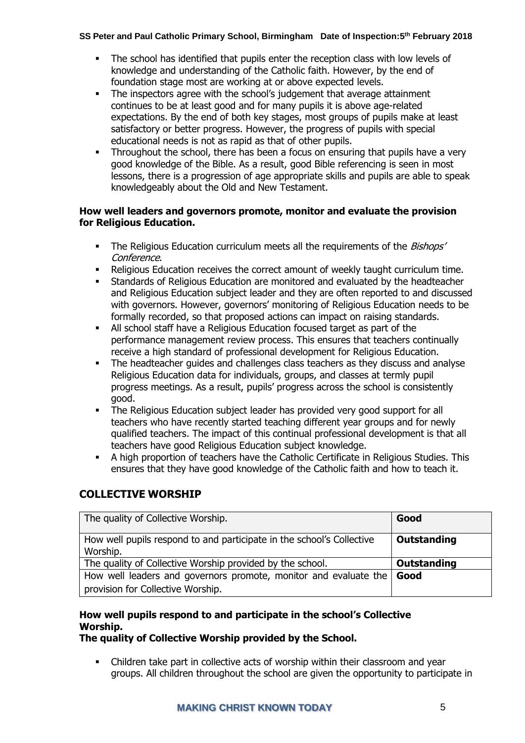- The school has identified that pupils enter the reception class with low levels of knowledge and understanding of the Catholic faith. However, by the end of foundation stage most are working at or above expected levels.
- The inspectors agree with the school's judgement that average attainment continues to be at least good and for many pupils it is above age-related expectations. By the end of both key stages, most groups of pupils make at least satisfactory or better progress. However, the progress of pupils with special educational needs is not as rapid as that of other pupils.
- Throughout the school, there has been a focus on ensuring that pupils have a very good knowledge of the Bible. As a result, good Bible referencing is seen in most lessons, there is a progression of age appropriate skills and pupils are able to speak knowledgeably about the Old and New Testament.

**How well leaders and governors promote, monitor and evaluate the provision for Religious Education.**

- The Religious Education curriculum meets all the requirements of the *Bishops' Conference*.
- Religious Education receives the correct amount of weekly taught curriculum time.
- Standards of Religious Education are monitored and evaluated by the headteacher and Religious Education subject leader and they are often reported to and discussed with governors. However, governors' monitoring of Religious Education needs to be formally recorded, so that proposed actions can impact on raising standards.
- All school staff have a Religious Education focused target as part of the performance management review process. This ensures that teachers continually receive a high standard of professional development for Religious Education.
- The headteacher guides and challenges class teachers as they discuss and analyse Religious Education data for individuals, groups, and classes at termly pupil progress meetings. As a result, pupils' progress across the school is consistently good.
- The Religious Education subject leader has provided very good support for all teachers who have recently started teaching different year groups and for newly qualified teachers. The impact of this continual professional development is that all teachers have good Religious Education subject knowledge.
- A high proportion of teachers have the Catholic Certificate in Religious Studies. This ensures that they have good knowledge of the Catholic faith and how to teach it.

## COLLECTIVE WORSHIP

| The quality of Collective Worship. | **Good** |
|---|---|
| How well pupils respond to and participate in the school's Collective Worship. | **Outstanding** |
| The quality of Collective Worship provided by the school. | **Outstanding** |
| How well leaders and governors promote, monitor and evaluate the provision for Collective Worship. | **Good** |

**How well pupils respond to and participate in the school's Collective Worship.**
**The quality of Collective Worship provided by the School.**

- Children take part in collective acts of worship within their classroom and year groups. All children throughout the school are given the opportunity to participate in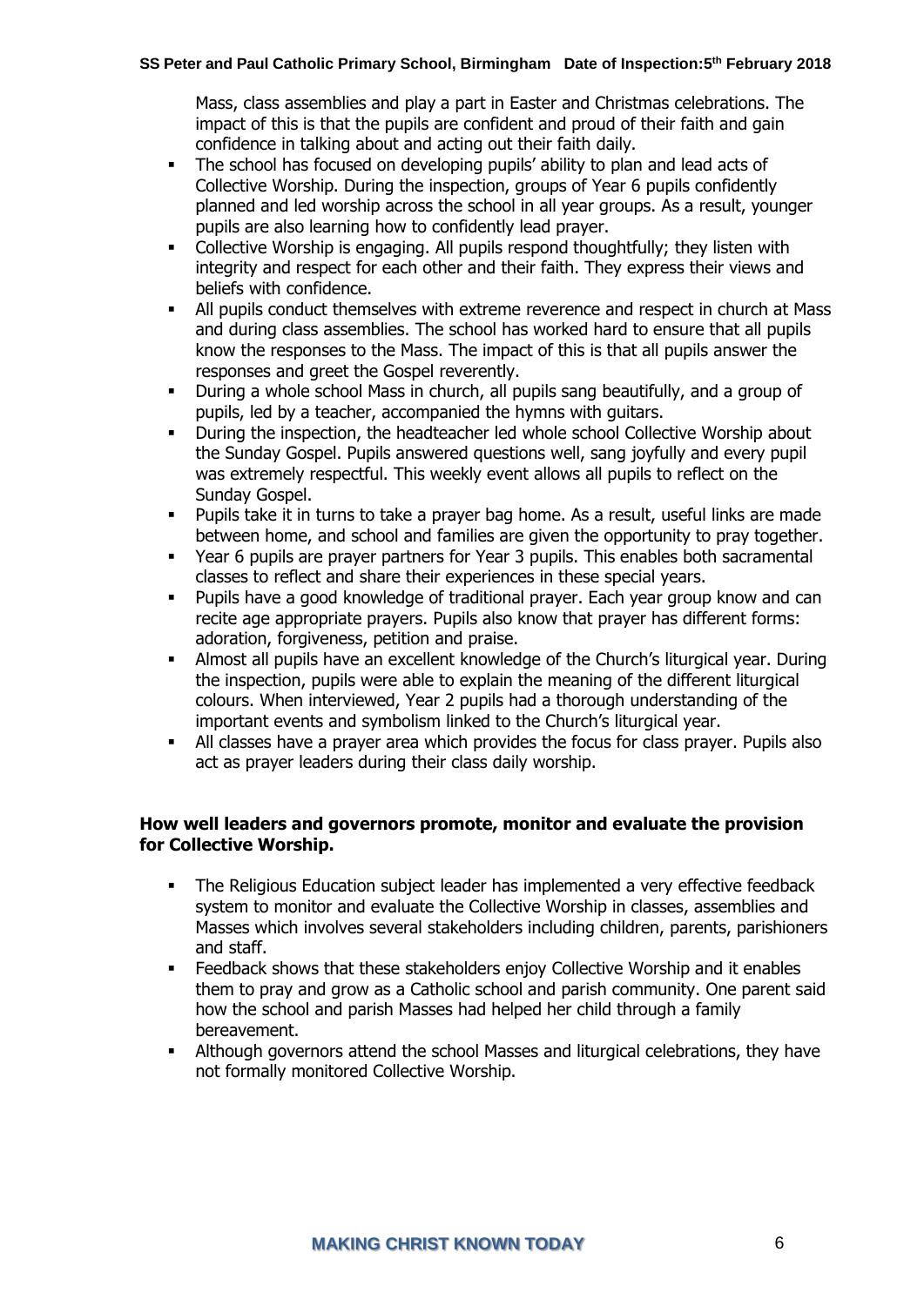Mass, class assemblies and play a part in Easter and Christmas celebrations. The impact of this is that the pupils are confident and proud of their faith and gain confidence in talking about and acting out their faith daily.

- The school has focused on developing pupils' ability to plan and lead acts of Collective Worship. During the inspection, groups of Year 6 pupils confidently planned and led worship across the school in all year groups. As a result, younger pupils are also learning how to confidently lead prayer.
- Collective Worship is engaging. All pupils respond thoughtfully; they listen with integrity and respect for each other and their faith. They express their views and beliefs with confidence.
- All pupils conduct themselves with extreme reverence and respect in church at Mass and during class assemblies. The school has worked hard to ensure that all pupils know the responses to the Mass. The impact of this is that all pupils answer the responses and greet the Gospel reverently.
- During a whole school Mass in church, all pupils sang beautifully, and a group of pupils, led by a teacher, accompanied the hymns with guitars.
- During the inspection, the headteacher led whole school Collective Worship about the Sunday Gospel. Pupils answered questions well, sang joyfully and every pupil was extremely respectful. This weekly event allows all pupils to reflect on the Sunday Gospel.
- Pupils take it in turns to take a prayer bag home. As a result, useful links are made between home, and school and families are given the opportunity to pray together.
- Year 6 pupils are prayer partners for Year 3 pupils. This enables both sacramental classes to reflect and share their experiences in these special years.
- Pupils have a good knowledge of traditional prayer. Each year group know and can recite age appropriate prayers. Pupils also know that prayer has different forms: adoration, forgiveness, petition and praise.
- Almost all pupils have an excellent knowledge of the Church's liturgical year. During the inspection, pupils were able to explain the meaning of the different liturgical colours. When interviewed, Year 2 pupils had a thorough understanding of the important events and symbolism linked to the Church's liturgical year.
- All classes have a prayer area which provides the focus for class prayer. Pupils also act as prayer leaders during their class daily worship.

**How well leaders and governors promote, monitor and evaluate the provision for Collective Worship.**

- The Religious Education subject leader has implemented a very effective feedback system to monitor and evaluate the Collective Worship in classes, assemblies and Masses which involves several stakeholders including children, parents, parishioners and staff.
- Feedback shows that these stakeholders enjoy Collective Worship and it enables them to pray and grow as a Catholic school and parish community. One parent said how the school and parish Masses had helped her child through a family bereavement.
- Although governors attend the school Masses and liturgical celebrations, they have not formally monitored Collective Worship.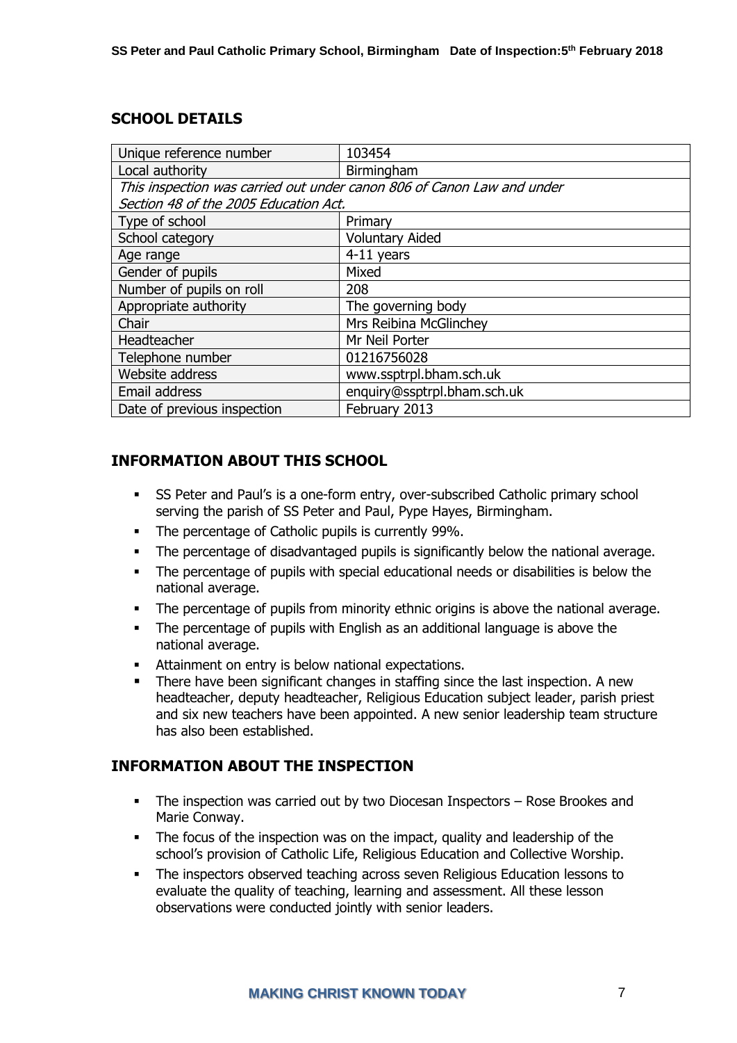## SCHOOL DETAILS

| Unique reference number | 103454 |
|---|---|
| Local authority | Birmingham |
| *This inspection was carried out under canon 806 of Canon Law and under Section 48 of the 2005 Education Act.* | |
| Type of school | Primary |
| School category | Voluntary Aided |
| Age range | 4-11 years |
| Gender of pupils | Mixed |
| Number of pupils on roll | 208 |
| Appropriate authority | The governing body |
| Chair | Mrs Reibina McGlinchey |
| Headteacher | Mr Neil Porter |
| Telephone number | 01216756028 |
| Website address | www.ssptrpl.bham.sch.uk |
| Email address | enquiry@ssptrpl.bham.sch.uk |
| Date of previous inspection | February 2013 |

## INFORMATION ABOUT THIS SCHOOL

- SS Peter and Paul's is a one-form entry, over-subscribed Catholic primary school serving the parish of SS Peter and Paul, Pype Hayes, Birmingham.
- The percentage of Catholic pupils is currently 99%.
- The percentage of disadvantaged pupils is significantly below the national average.
- The percentage of pupils with special educational needs or disabilities is below the national average.
- The percentage of pupils from minority ethnic origins is above the national average.
- The percentage of pupils with English as an additional language is above the national average.
- Attainment on entry is below national expectations.
- There have been significant changes in staffing since the last inspection. A new headteacher, deputy headteacher, Religious Education subject leader, parish priest and six new teachers have been appointed. A new senior leadership team structure has also been established.

## INFORMATION ABOUT THE INSPECTION

- The inspection was carried out by two Diocesan Inspectors – Rose Brookes and Marie Conway.
- The focus of the inspection was on the impact, quality and leadership of the school's provision of Catholic Life, Religious Education and Collective Worship.
- The inspectors observed teaching across seven Religious Education lessons to evaluate the quality of teaching, learning and assessment. All these lesson observations were conducted jointly with senior leaders.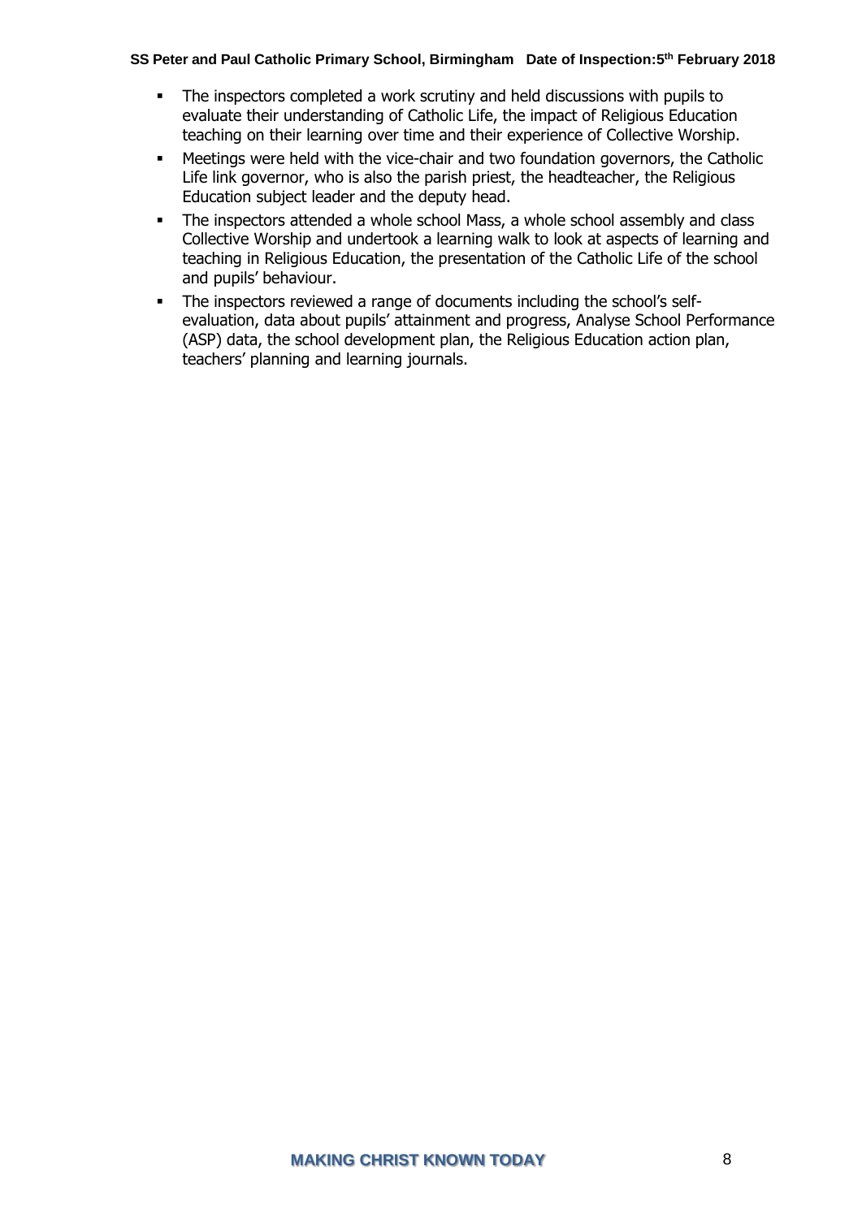- The inspectors completed a work scrutiny and held discussions with pupils to evaluate their understanding of Catholic Life, the impact of Religious Education teaching on their learning over time and their experience of Collective Worship.
- Meetings were held with the vice-chair and two foundation governors, the Catholic Life link governor, who is also the parish priest, the headteacher, the Religious Education subject leader and the deputy head.
- The inspectors attended a whole school Mass, a whole school assembly and class Collective Worship and undertook a learning walk to look at aspects of learning and teaching in Religious Education, the presentation of the Catholic Life of the school and pupils' behaviour.
- The inspectors reviewed a range of documents including the school's self-evaluation, data about pupils' attainment and progress, Analyse School Performance (ASP) data, the school development plan, the Religious Education action plan, teachers' planning and learning journals.